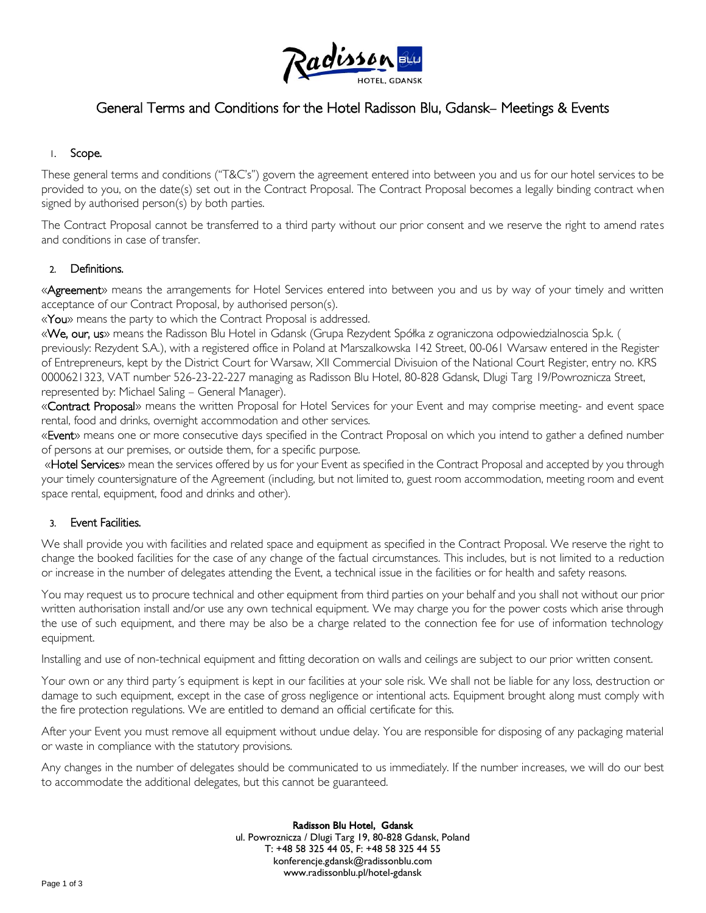# General Terms and Conditions for the Hotel Radisson Blu, Gdansk– Meetings & Events

## 1. Scope.

These general terms and conditions ("T&C's") govern the agreement entered into between you and us for our hotel services to be provided to you, on the date(s) set out in the Contract Proposal. The Contract Proposal becomes a legally binding contract when signed by authorised person(s) by both parties.

The Contract Proposal cannot be transferred to a third party without our prior consent and we reserve the right to amend rates and conditions in case of transfer.

## 2. Definitions.

«**Agreement**» means the arrangements for Hotel Services entered into between you and us by way of your timely and written acceptance of our Contract Proposal, by authorised person(s).

«**You**» means the party to which the Contract Proposal is addressed.

«**We, our, us**» means the Radisson Blu Hotel in Gdansk (Grupa Rezydent Spółka z ogranizcona odpowiedzialnoscia Sp.k. ( previously: Rezydent S.A.), with a registered office in Poland at Marszalkowska 142 Street, 00-061 Warsaw entered in the Register of Entrepreneurs, kept by the District Court for Warsaw, XII Commercial Divisuion of the National Court Register, entry no. KRS 0000621323, VAT number 526-23-22-227 managing as Radisson Blu Hotel, 80-828 Gdansk, Dlugi Targ 19/Powroznicza Street, represented by: Michael Saling – General Manager).

«**Contract Proposal**» means the written Proposal for Hotel Services for your Event and may comprise meeting- and event space rental, food and drinks, overnight accommodation and other services.

«**Event**» means one or more consecutive days specified in the Contract Proposal on which you intend to gather a defined number of persons at our premises, or outside them, for a specific purpose.

«**Hotel Services**» mean the services offered by us for your Event as specified in the Contract Proposal and accepted by you through your timely countersignature of the Agreement (including, but not limited to, guest room accommodation, meeting room and event space rental, equipment, food and drinks and other).

## 3. Event Facilities.

We shall provide you with facilities and related space and equipment as specified in the Contract Proposal. We reserve the right to change the booked facilities for the case of any change of the factual circumstances. This includes, but is not limited to a reduction or increase in the number of delegates attending the Event, a technical issue in the facilities or for health and safety reasons.

You may request us to procure technical and other equipment from third parties on your behalf and you shall not without our prior written authorisation install and/or use any own technical equipment. We may charge you for the power costs which arise through the use of such equipment, and there may be also be a charge related to the connection fee for use of information technology equipment.

Installing and use of non-technical equipment and fitting decoration on walls and ceilings are subject to our prior written consent.

Your own or any third party´s equipment is kept in our facilities at your sole risk. We shall not be liable for any loss, destruction or damage to such equipment, except in the case of gross negligence or intentional acts. Equipment brought along must comply with the fire protection regulations. We are entitled to demand an official certificate for this.

After your Event you must remove all equipment without undue delay. You are responsible for disposing of any packaging material or waste in compliance with the statutory provisions.

Any changes in the number of delegates should be communicated to us immediately. If the number increases, we will do our best to accommodate the additional delegates, but this cannot be guaranteed.

**Radisson Blu Hotel, Gdansk**
ul. Powroznicza / Dlugi Targ 19, 80-828 Gdansk, Poland
T: +48 58 325 44 05, F: +48 58 325 44 55
konferencje.gdansk@radissonblu.com
www.radissonblu.pl/hotel-gdansk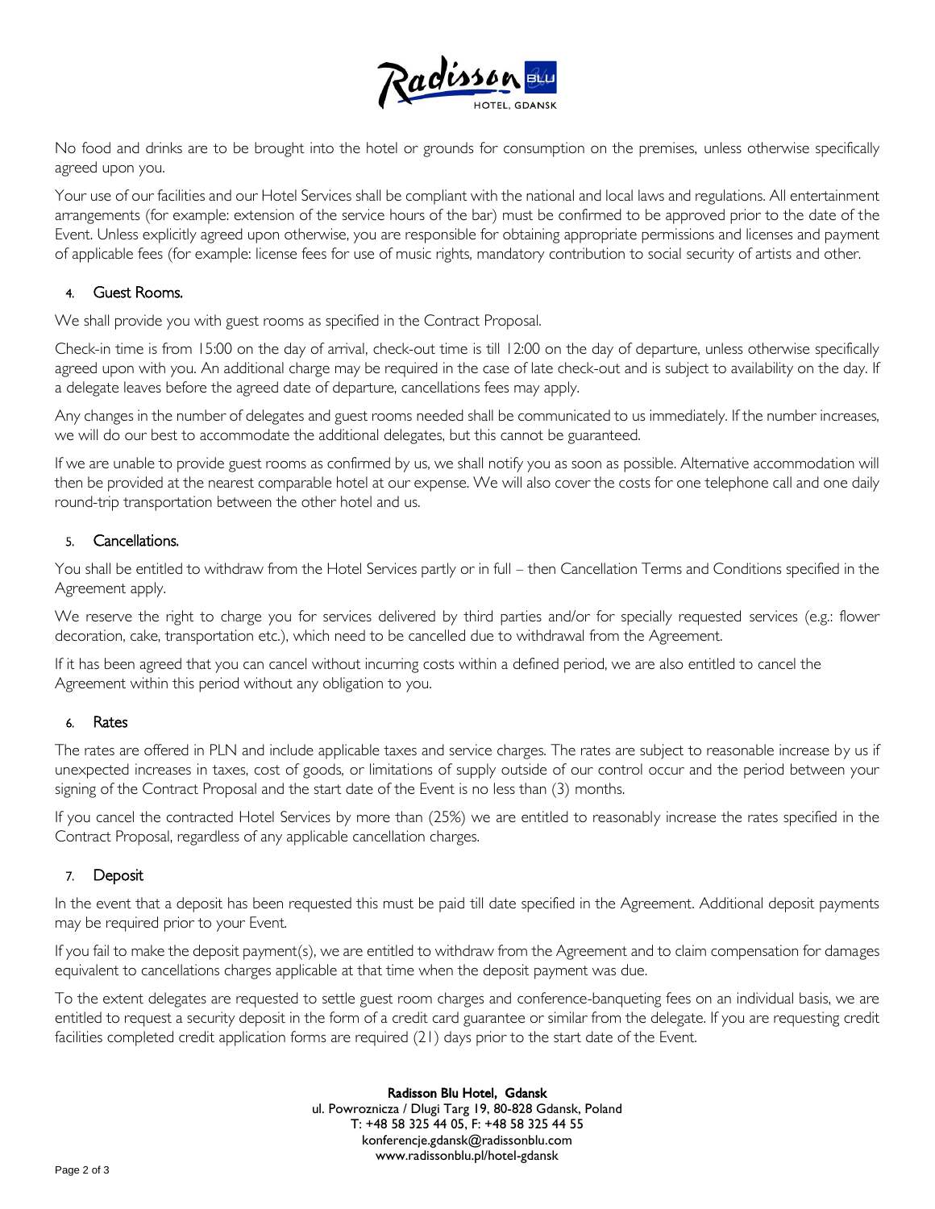No food and drinks are to be brought into the hotel or grounds for consumption on the premises, unless otherwise specifically agreed upon you.

Your use of our facilities and our Hotel Services shall be compliant with the national and local laws and regulations. All entertainment arrangements (for example: extension of the service hours of the bar) must be confirmed to be approved prior to the date of the Event. Unless explicitly agreed upon otherwise, you are responsible for obtaining appropriate permissions and licenses and payment of applicable fees (for example: license fees for use of music rights, mandatory contribution to social security of artists and other.

## 4. Guest Rooms.

We shall provide you with guest rooms as specified in the Contract Proposal.

Check-in time is from 15:00 on the day of arrival, check-out time is till 12:00 on the day of departure, unless otherwise specifically agreed upon with you. An additional charge may be required in the case of late check-out and is subject to availability on the day. If a delegate leaves before the agreed date of departure, cancellations fees may apply.

Any changes in the number of delegates and guest rooms needed shall be communicated to us immediately. If the number increases, we will do our best to accommodate the additional delegates, but this cannot be guaranteed.

If we are unable to provide guest rooms as confirmed by us, we shall notify you as soon as possible. Alternative accommodation will then be provided at the nearest comparable hotel at our expense. We will also cover the costs for one telephone call and one daily round-trip transportation between the other hotel and us.

## 5. Cancellations.

You shall be entitled to withdraw from the Hotel Services partly or in full – then Cancellation Terms and Conditions specified in the Agreement apply.

We reserve the right to charge you for services delivered by third parties and/or for specially requested services (e.g.: flower decoration, cake, transportation etc.), which need to be cancelled due to withdrawal from the Agreement.

If it has been agreed that you can cancel without incurring costs within a defined period, we are also entitled to cancel the Agreement within this period without any obligation to you.

## 6. Rates

The rates are offered in PLN and include applicable taxes and service charges. The rates are subject to reasonable increase by us if unexpected increases in taxes, cost of goods, or limitations of supply outside of our control occur and the period between your signing of the Contract Proposal and the start date of the Event is no less than (3) months.

If you cancel the contracted Hotel Services by more than (25%) we are entitled to reasonably increase the rates specified in the Contract Proposal, regardless of any applicable cancellation charges.

## 7. Deposit

In the event that a deposit has been requested this must be paid till date specified in the Agreement. Additional deposit payments may be required prior to your Event.

If you fail to make the deposit payment(s), we are entitled to withdraw from the Agreement and to claim compensation for damages equivalent to cancellations charges applicable at that time when the deposit payment was due.

To the extent delegates are requested to settle guest room charges and conference-banqueting fees on an individual basis, we are entitled to request a security deposit in the form of a credit card guarantee or similar from the delegate. If you are requesting credit facilities completed credit application forms are required (21) days prior to the start date of the Event.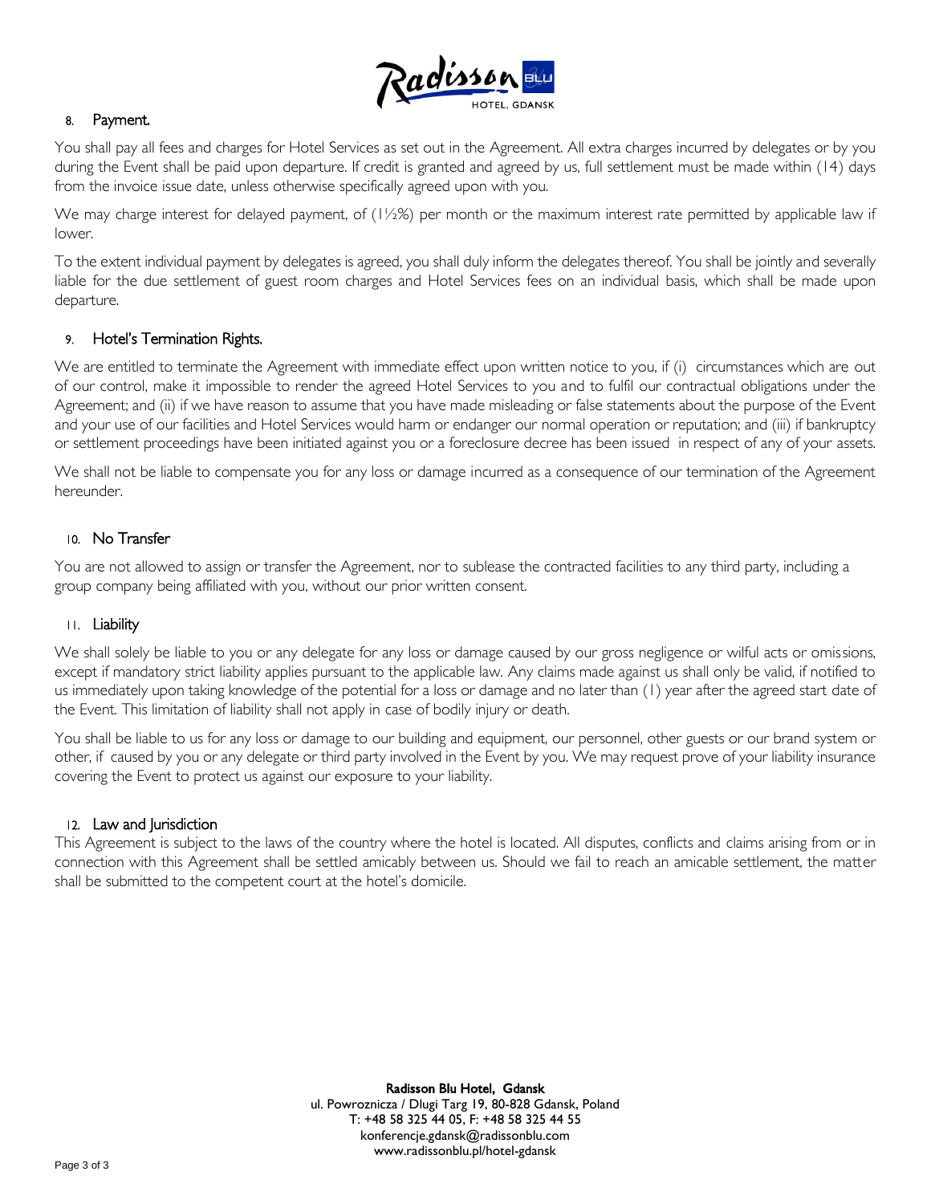## 8. Payment.

You shall pay all fees and charges for Hotel Services as set out in the Agreement. All extra charges incurred by delegates or by you during the Event shall be paid upon departure. If credit is granted and agreed by us, full settlement must be made within (14) days from the invoice issue date, unless otherwise specifically agreed upon with you.

We may charge interest for delayed payment, of (1½%) per month or the maximum interest rate permitted by applicable law if lower.

To the extent individual payment by delegates is agreed, you shall duly inform the delegates thereof. You shall be jointly and severally liable for the due settlement of guest room charges and Hotel Services fees on an individual basis, which shall be made upon departure.

## 9. Hotel's Termination Rights.

We are entitled to terminate the Agreement with immediate effect upon written notice to you, if (i) circumstances which are out of our control, make it impossible to render the agreed Hotel Services to you and to fulfil our contractual obligations under the Agreement; and (ii) if we have reason to assume that you have made misleading or false statements about the purpose of the Event and your use of our facilities and Hotel Services would harm or endanger our normal operation or reputation; and (iii) if bankruptcy or settlement proceedings have been initiated against you or a foreclosure decree has been issued in respect of any of your assets.

We shall not be liable to compensate you for any loss or damage incurred as a consequence of our termination of the Agreement hereunder.

## 10. No Transfer

You are not allowed to assign or transfer the Agreement, nor to sublease the contracted facilities to any third party, including a group company being affiliated with you, without our prior written consent.

## 11. Liability

We shall solely be liable to you or any delegate for any loss or damage caused by our gross negligence or wilful acts or omissions, except if mandatory strict liability applies pursuant to the applicable law. Any claims made against us shall only be valid, if notified to us immediately upon taking knowledge of the potential for a loss or damage and no later than (1) year after the agreed start date of the Event. This limitation of liability shall not apply in case of bodily injury or death.

You shall be liable to us for any loss or damage to our building and equipment, our personnel, other guests or our brand system or other, if caused by you or any delegate or third party involved in the Event by you. We may request prove of your liability insurance covering the Event to protect us against our exposure to your liability.

## 12. Law and Jurisdiction

This Agreement is subject to the laws of the country where the hotel is located. All disputes, conflicts and claims arising from or in connection with this Agreement shall be settled amicably between us. Should we fail to reach an amicable settlement, the matter shall be submitted to the competent court at the hotel's domicile.

**Radisson Blu Hotel, Gdansk**
ul. Powroznicza / Dlugi Targ 19, 80-828 Gdansk, Poland
T: +48 58 325 44 05, F: +48 58 325 44 55
konferencje.gdansk@radissonblu.com
www.radissonblu.pl/hotel-gdansk